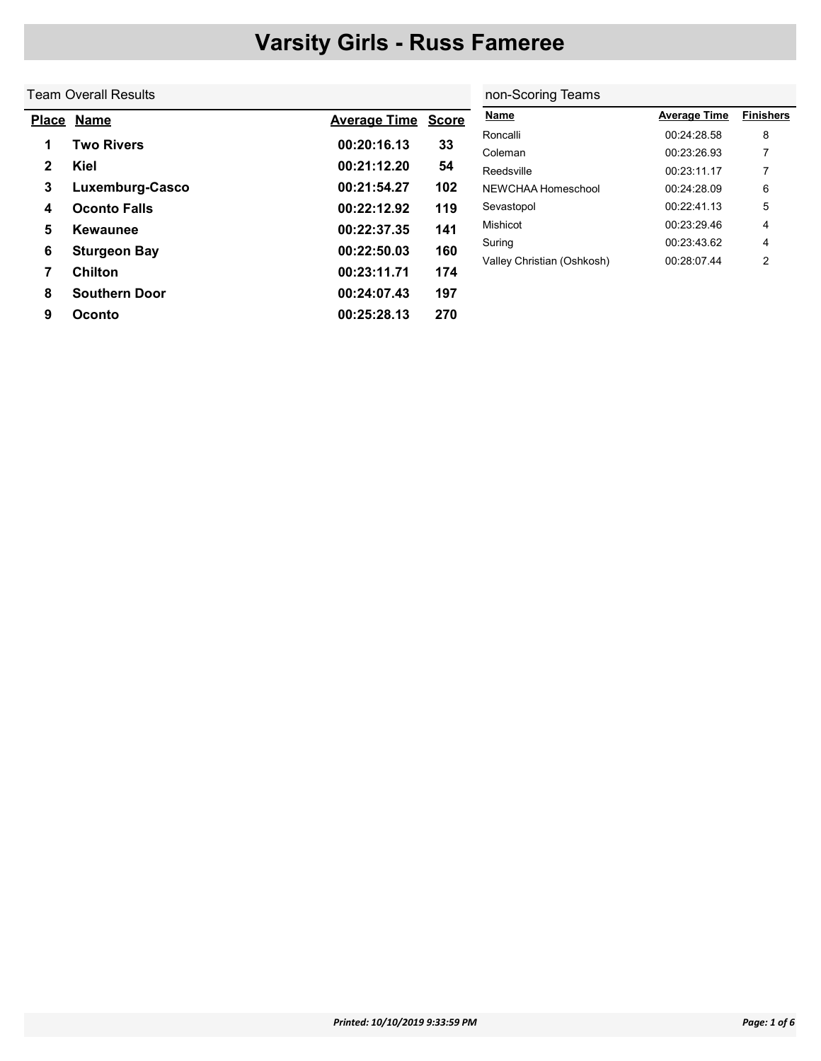# Varsity Girls - Russ Fameree

## Team Overall Results

| Place | Name | Average Time | Score |
|---|---|---|---|
| 1 | Two Rivers | 00:20:16.13 | 33 |
| 2 | Kiel | 00:21:12.20 | 54 |
| 3 | Luxemburg-Casco | 00:21:54.27 | 102 |
| 4 | Oconto Falls | 00:22:12.92 | 119 |
| 5 | Kewaunee | 00:22:37.35 | 141 |
| 6 | Sturgeon Bay | 00:22:50.03 | 160 |
| 7 | Chilton | 00:23:11.71 | 174 |
| 8 | Southern Door | 00:24:07.43 | 197 |
| 9 | Oconto | 00:25:28.13 | 270 |

## non-Scoring Teams

| Name | Average Time | Finishers |
|---|---|---|
| Roncalli | 00:24:28.58 | 8 |
| Coleman | 00:23:26.93 | 7 |
| Reedsville | 00:23:11.17 | 7 |
| NEWCHAA Homeschool | 00:24:28.09 | 6 |
| Sevastopol | 00:22:41.13 | 5 |
| Mishicot | 00:23:29.46 | 4 |
| Suring | 00:23:43.62 | 4 |
| Valley Christian (Oshkosh) | 00:28:07.44 | 2 |

*Printed: 10/10/2019 9:33:59 PM*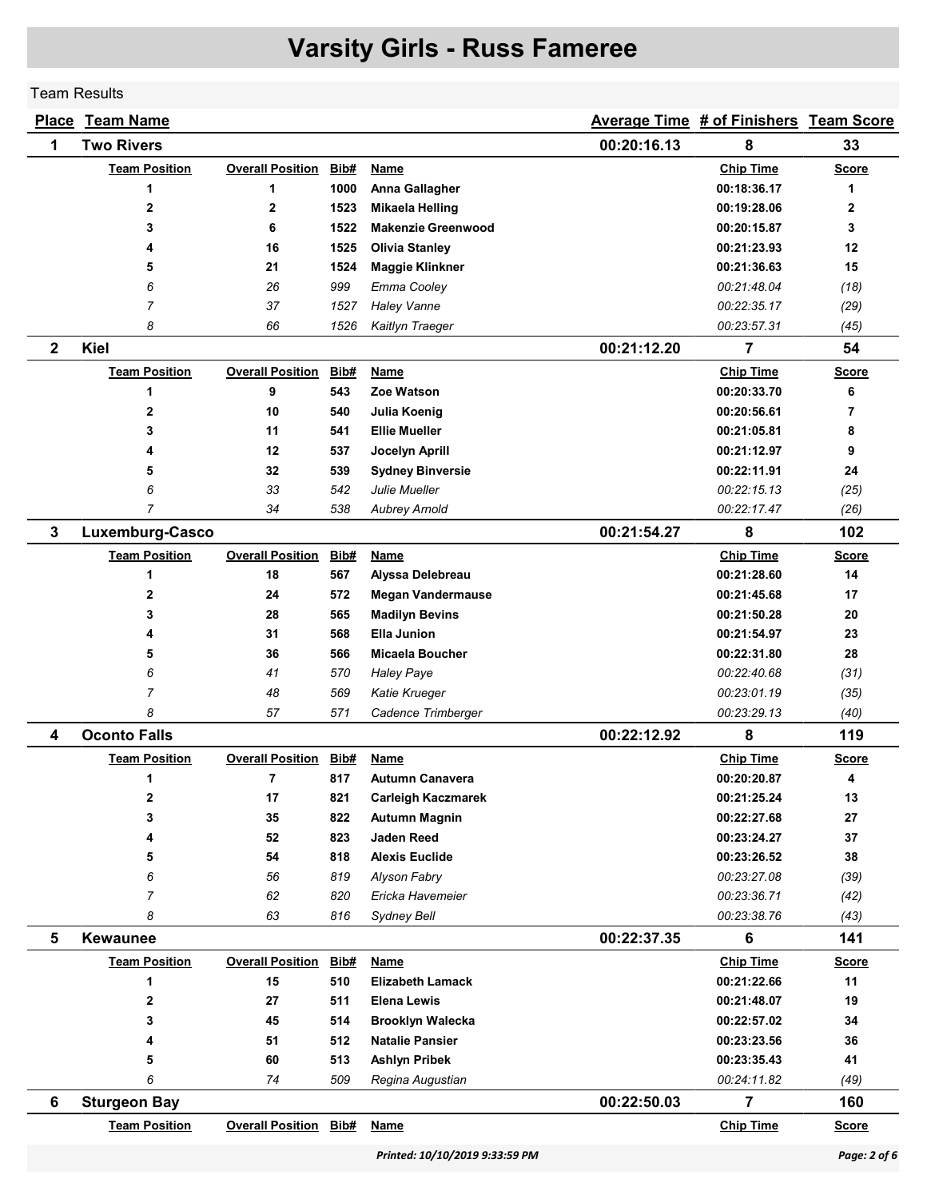# Varsity Girls - Russ Fameree

Team Results

| Place | Team Name | Average Time | # of Finishers | Team Score |
|---|---|---|---|---|
| 1 | Two Rivers | 00:20:16.13 | 8 | 33 |

| Team Position | Overall Position | Bib# | Name | Chip Time | Score |
|---|---|---|---|---|---|
| 1 | 1 | 1000 | **Anna Gallagher** | 00:18:36.17 | 1 |
| 2 | 2 | 1523 | **Mikaela Helling** | 00:19:28.06 | 2 |
| 3 | 6 | 1522 | **Makenzie Greenwood** | 00:20:15.87 | 3 |
| 4 | 16 | 1525 | **Olivia Stanley** | 00:21:23.93 | 12 |
| 5 | 21 | 1524 | **Maggie Klinkner** | 00:21:36.63 | 15 |
| *6* | *26* | *999* | *Emma Cooley* | *00:21:48.04* | *(18)* |
| *7* | *37* | *1527* | *Haley Vanne* | *00:22:35.17* | *(29)* |
| *8* | *66* | *1526* | *Kaitlyn Traeger* | *00:23:57.31* | *(45)* |

| Place | Team Name | Average Time | # of Finishers | Team Score |
|---|---|---|---|---|
| 2 | Kiel | 00:21:12.20 | 7 | 54 |

| Team Position | Overall Position | Bib# | Name | Chip Time | Score |
|---|---|---|---|---|---|
| 1 | 9 | 543 | **Zoe Watson** | 00:20:33.70 | 6 |
| 2 | 10 | 540 | **Julia Koenig** | 00:20:56.61 | 7 |
| 3 | 11 | 541 | **Ellie Mueller** | 00:21:05.81 | 8 |
| 4 | 12 | 537 | **Jocelyn Aprill** | 00:21:12.97 | 9 |
| 5 | 32 | 539 | **Sydney Binversie** | 00:22:11.91 | 24 |
| *6* | *33* | *542* | *Julie Mueller* | *00:22:15.13* | *(25)* |
| *7* | *34* | *538* | *Aubrey Arnold* | *00:22:17.47* | *(26)* |

| Place | Team Name | Average Time | # of Finishers | Team Score |
|---|---|---|---|---|
| 3 | Luxemburg-Casco | 00:21:54.27 | 8 | 102 |

| Team Position | Overall Position | Bib# | Name | Chip Time | Score |
|---|---|---|---|---|---|
| 1 | 18 | 567 | **Alyssa Delebreau** | 00:21:28.60 | 14 |
| 2 | 24 | 572 | **Megan Vandermause** | 00:21:45.68 | 17 |
| 3 | 28 | 565 | **Madilyn Bevins** | 00:21:50.28 | 20 |
| 4 | 31 | 568 | **Ella Junion** | 00:21:54.97 | 23 |
| 5 | 36 | 566 | **Micaela Boucher** | 00:22:31.80 | 28 |
| *6* | *41* | *570* | *Haley Paye* | *00:22:40.68* | *(31)* |
| *7* | *48* | *569* | *Katie Krueger* | *00:23:01.19* | *(35)* |
| *8* | *57* | *571* | *Cadence Trimberger* | *00:23:29.13* | *(40)* |

| Place | Team Name | Average Time | # of Finishers | Team Score |
|---|---|---|---|---|
| 4 | Oconto Falls | 00:22:12.92 | 8 | 119 |

| Team Position | Overall Position | Bib# | Name | Chip Time | Score |
|---|---|---|---|---|---|
| 1 | 7 | 817 | **Autumn Canavera** | 00:20:20.87 | 4 |
| 2 | 17 | 821 | **Carleigh Kaczmarek** | 00:21:25.24 | 13 |
| 3 | 35 | 822 | **Autumn Magnin** | 00:22:27.68 | 27 |
| 4 | 52 | 823 | **Jaden Reed** | 00:23:24.27 | 37 |
| 5 | 54 | 818 | **Alexis Euclide** | 00:23:26.52 | 38 |
| *6* | *56* | *819* | *Alyson Fabry* | *00:23:27.08* | *(39)* |
| *7* | *62* | *820* | *Ericka Havemeier* | *00:23:36.71* | *(42)* |
| *8* | *63* | *816* | *Sydney Bell* | *00:23:38.76* | *(43)* |

| Place | Team Name | Average Time | # of Finishers | Team Score |
|---|---|---|---|---|
| 5 | Kewaunee | 00:22:37.35 | 6 | 141 |

| Team Position | Overall Position | Bib# | Name | Chip Time | Score |
|---|---|---|---|---|---|
| 1 | 15 | 510 | **Elizabeth Lamack** | 00:21:22.66 | 11 |
| 2 | 27 | 511 | **Elena Lewis** | 00:21:48.07 | 19 |
| 3 | 45 | 514 | **Brooklyn Walecka** | 00:22:57.02 | 34 |
| 4 | 51 | 512 | **Natalie Pansier** | 00:23:23.56 | 36 |
| 5 | 60 | 513 | **Ashlyn Pribek** | 00:23:35.43 | 41 |
| *6* | *74* | *509* | *Regina Augustian* | *00:24:11.82* | *(49)* |

| Place | Team Name | Average Time | # of Finishers | Team Score |
|---|---|---|---|---|
| 6 | Sturgeon Bay | 00:22:50.03 | 7 | 160 |

| Team Position | Overall Position | Bib# | Name | Chip Time | Score |
|---|---|---|---|---|---|

Printed: 10/10/2019 9:33:59 PM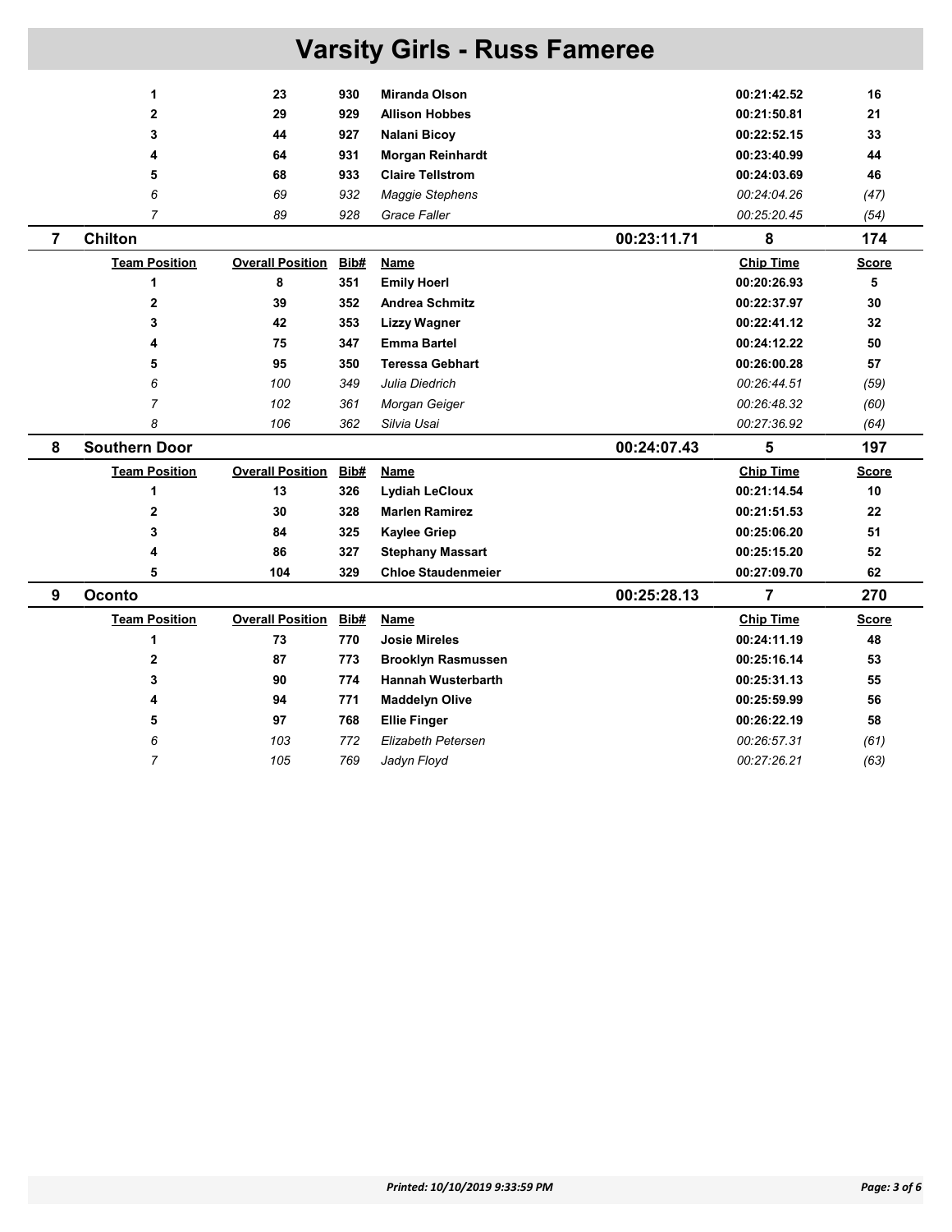# Varsity Girls - Russ Fameree

| Team Position | Overall Position | Bib# | Name | Chip Time | Score |
|---|---|---|---|---|---|
| **1** | **23** | **930** | **Miranda Olson** | **00:21:42.52** | **16** |
| **2** | **29** | **929** | **Allison Hobbes** | **00:21:50.81** | **21** |
| **3** | **44** | **927** | **Nalani Bicoy** | **00:22:52.15** | **33** |
| **4** | **64** | **931** | **Morgan Reinhardt** | **00:23:40.99** | **44** |
| **5** | **68** | **933** | **Claire Tellstrom** | **00:24:03.69** | **46** |
| *6* | *69* | *932* | *Maggie Stephens* | *00:24:04.26* | *(47)* |
| *7* | *89* | *928* | *Grace Faller* | *00:25:20.45* | *(54)* |

## 7 Chilton — 00:23:11.71 — 8 — 174

| Team Position | Overall Position | Bib# | Name | Chip Time | Score |
|---|---|---|---|---|---|
| **1** | **8** | **351** | **Emily Hoerl** | **00:20:26.93** | **5** |
| **2** | **39** | **352** | **Andrea Schmitz** | **00:22:37.97** | **30** |
| **3** | **42** | **353** | **Lizzy Wagner** | **00:22:41.12** | **32** |
| **4** | **75** | **347** | **Emma Bartel** | **00:24:12.22** | **50** |
| **5** | **95** | **350** | **Teressa Gebhart** | **00:26:00.28** | **57** |
| *6* | *100* | *349* | *Julia Diedrich* | *00:26:44.51* | *(59)* |
| *7* | *102* | *361* | *Morgan Geiger* | *00:26:48.32* | *(60)* |
| *8* | *106* | *362* | *Silvia Usai* | *00:27:36.92* | *(64)* |

## 8 Southern Door — 00:24:07.43 — 5 — 197

| Team Position | Overall Position | Bib# | Name | Chip Time | Score |
|---|---|---|---|---|---|
| **1** | **13** | **326** | **Lydiah LeCloux** | **00:21:14.54** | **10** |
| **2** | **30** | **328** | **Marlen Ramirez** | **00:21:51.53** | **22** |
| **3** | **84** | **325** | **Kaylee Griep** | **00:25:06.20** | **51** |
| **4** | **86** | **327** | **Stephany Massart** | **00:25:15.20** | **52** |
| **5** | **104** | **329** | **Chloe Staudenmeier** | **00:27:09.70** | **62** |

## 9 Oconto — 00:25:28.13 — 7 — 270

| Team Position | Overall Position | Bib# | Name | Chip Time | Score |
|---|---|---|---|---|---|
| **1** | **73** | **770** | **Josie Mireles** | **00:24:11.19** | **48** |
| **2** | **87** | **773** | **Brooklyn Rasmussen** | **00:25:16.14** | **53** |
| **3** | **90** | **774** | **Hannah Wusterbarth** | **00:25:31.13** | **55** |
| **4** | **94** | **771** | **Maddelyn Olive** | **00:25:59.99** | **56** |
| **5** | **97** | **768** | **Ellie Finger** | **00:26:22.19** | **58** |
| *6* | *103* | *772* | *Elizabeth Petersen* | *00:26:57.31* | *(61)* |
| *7* | *105* | *769* | *Jadyn Floyd* | *00:27:26.21* | *(63)* |

*Printed: 10/10/2019 9:33:59 PM*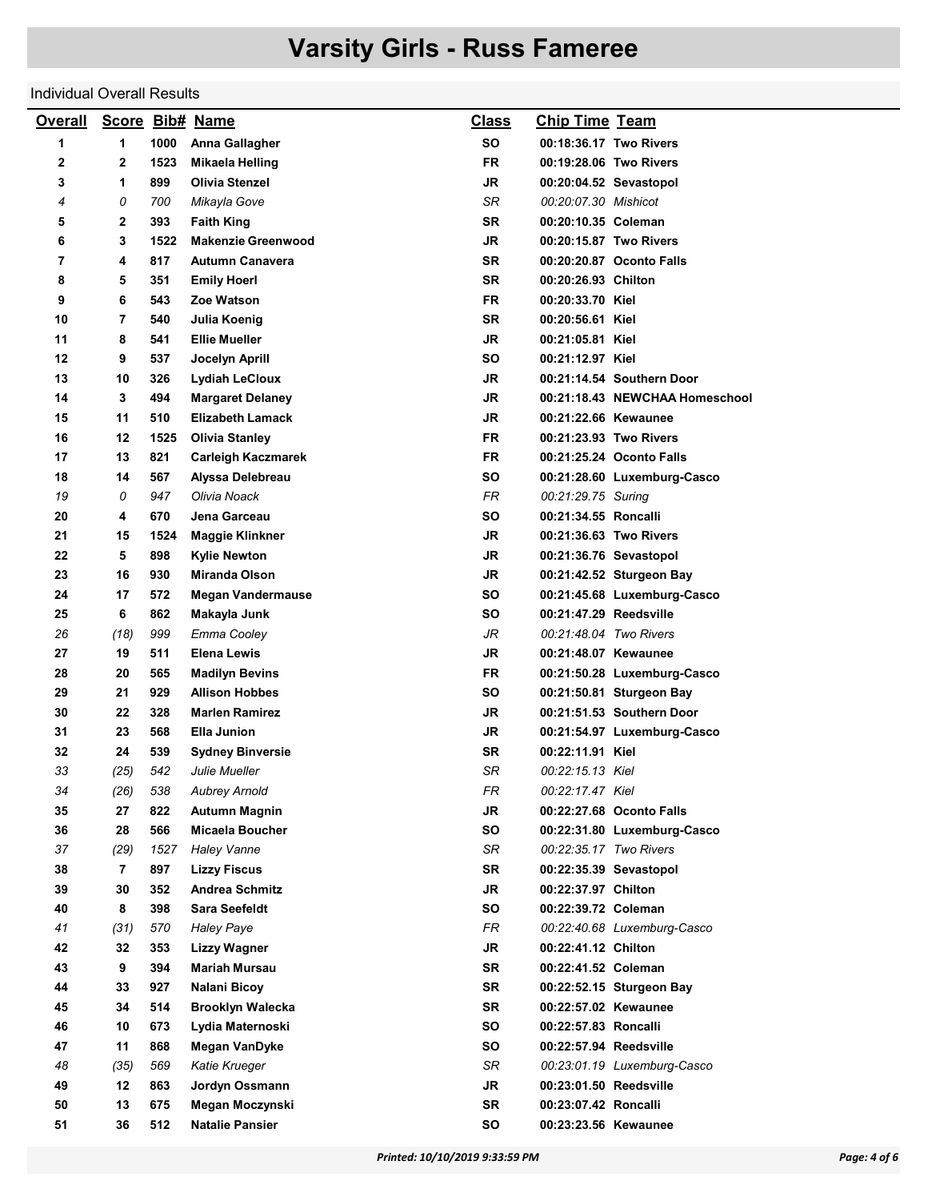# Varsity Girls - Russ Fameree

Individual Overall Results

| Overall | Score | Bib# | Name | Class | Chip Time | Team |
|---|---|---|---|---|---|---|
| 1 | 1 | 1000 | Anna Gallagher | SO | 00:18:36.17 | Two Rivers |
| 2 | 2 | 1523 | Mikaela Helling | FR | 00:19:28.06 | Two Rivers |
| 3 | 1 | 899 | Olivia Stenzel | JR | 00:20:04.52 | Sevastopol |
| *4* | *0* | *700* | *Mikayla Gove* | *SR* | *00:20:07.30* | *Mishicot* |
| 5 | 2 | 393 | Faith King | SR | 00:20:10.35 | Coleman |
| 6 | 3 | 1522 | Makenzie Greenwood | JR | 00:20:15.87 | Two Rivers |
| 7 | 4 | 817 | Autumn Canavera | SR | 00:20:20.87 | Oconto Falls |
| 8 | 5 | 351 | Emily Hoerl | SR | 00:20:26.93 | Chilton |
| 9 | 6 | 543 | Zoe Watson | FR | 00:20:33.70 | Kiel |
| 10 | 7 | 540 | Julia Koenig | SR | 00:20:56.61 | Kiel |
| 11 | 8 | 541 | Ellie Mueller | JR | 00:21:05.81 | Kiel |
| 12 | 9 | 537 | Jocelyn Aprill | SO | 00:21:12.97 | Kiel |
| 13 | 10 | 326 | Lydiah LeCloux | JR | 00:21:14.54 | Southern Door |
| 14 | 3 | 494 | Margaret Delaney | JR | 00:21:18.43 | NEWCHAA Homeschool |
| 15 | 11 | 510 | Elizabeth Lamack | JR | 00:21:22.66 | Kewaunee |
| 16 | 12 | 1525 | Olivia Stanley | FR | 00:21:23.93 | Two Rivers |
| 17 | 13 | 821 | Carleigh Kaczmarek | FR | 00:21:25.24 | Oconto Falls |
| 18 | 14 | 567 | Alyssa Delebreau | SO | 00:21:28.60 | Luxemburg-Casco |
| *19* | *0* | *947* | *Olivia Noack* | *FR* | *00:21:29.75* | *Suring* |
| 20 | 4 | 670 | Jena Garceau | SO | 00:21:34.55 | Roncalli |
| 21 | 15 | 1524 | Maggie Klinkner | JR | 00:21:36.63 | Two Rivers |
| 22 | 5 | 898 | Kylie Newton | JR | 00:21:36.76 | Sevastopol |
| 23 | 16 | 930 | Miranda Olson | JR | 00:21:42.52 | Sturgeon Bay |
| 24 | 17 | 572 | Megan Vandermause | SO | 00:21:45.68 | Luxemburg-Casco |
| 25 | 6 | 862 | Makayla Junk | SO | 00:21:47.29 | Reedsville |
| *26* | *(18)* | *999* | *Emma Cooley* | *JR* | *00:21:48.04* | *Two Rivers* |
| 27 | 19 | 511 | Elena Lewis | JR | 00:21:48.07 | Kewaunee |
| 28 | 20 | 565 | Madilyn Bevins | FR | 00:21:50.28 | Luxemburg-Casco |
| 29 | 21 | 929 | Allison Hobbes | SO | 00:21:50.81 | Sturgeon Bay |
| 30 | 22 | 328 | Marlen Ramirez | JR | 00:21:51.53 | Southern Door |
| 31 | 23 | 568 | Ella Junion | JR | 00:21:54.97 | Luxemburg-Casco |
| 32 | 24 | 539 | Sydney Binversie | SR | 00:22:11.91 | Kiel |
| *33* | *(25)* | *542* | *Julie Mueller* | *SR* | *00:22:15.13* | *Kiel* |
| *34* | *(26)* | *538* | *Aubrey Arnold* | *FR* | *00:22:17.47* | *Kiel* |
| 35 | 27 | 822 | Autumn Magnin | JR | 00:22:27.68 | Oconto Falls |
| 36 | 28 | 566 | Micaela Boucher | SO | 00:22:31.80 | Luxemburg-Casco |
| *37* | *(29)* | *1527* | *Haley Vanne* | *SR* | *00:22:35.17* | *Two Rivers* |
| 38 | 7 | 897 | Lizzy Fiscus | SR | 00:22:35.39 | Sevastopol |
| 39 | 30 | 352 | Andrea Schmitz | JR | 00:22:37.97 | Chilton |
| 40 | 8 | 398 | Sara Seefeldt | SO | 00:22:39.72 | Coleman |
| *41* | *(31)* | *570* | *Haley Paye* | *FR* | *00:22:40.68* | *Luxemburg-Casco* |
| 42 | 32 | 353 | Lizzy Wagner | JR | 00:22:41.12 | Chilton |
| 43 | 9 | 394 | Mariah Mursau | SR | 00:22:41.52 | Coleman |
| 44 | 33 | 927 | Nalani Bicoy | SR | 00:22:52.15 | Sturgeon Bay |
| 45 | 34 | 514 | Brooklyn Walecka | SR | 00:22:57.02 | Kewaunee |
| 46 | 10 | 673 | Lydia Maternoski | SO | 00:22:57.83 | Roncalli |
| 47 | 11 | 868 | Megan VanDyke | SO | 00:22:57.94 | Reedsville |
| *48* | *(35)* | *569* | *Katie Krueger* | *SR* | *00:23:01.19* | *Luxemburg-Casco* |
| 49 | 12 | 863 | Jordyn Ossmann | JR | 00:23:01.50 | Reedsville |
| 50 | 13 | 675 | Megan Moczynski | SR | 00:23:07.42 | Roncalli |
| 51 | 36 | 512 | Natalie Pansier | SO | 00:23:23.56 | Kewaunee |

*Printed: 10/10/2019 9:33:59 PM*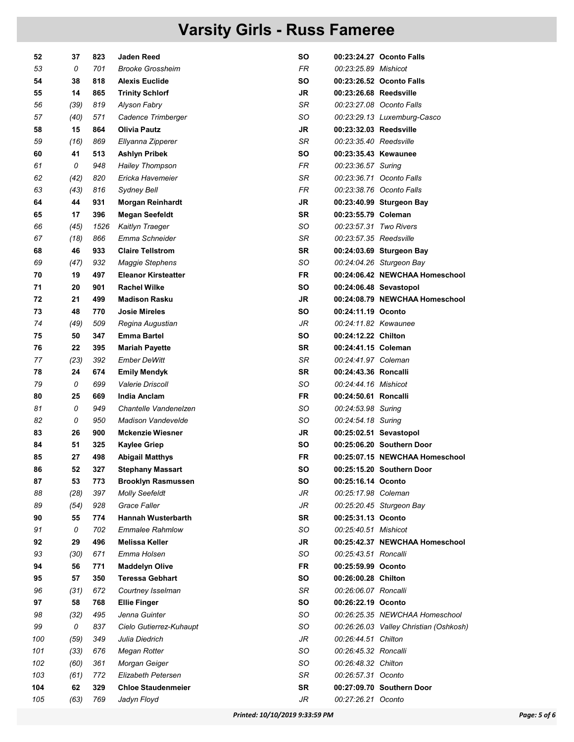# Varsity Girls - Russ Fameree

| | | | | | | |
|---|---|---|---|---|---|---|
| **52** | **37** | **823** | **Jaden Reed** | **SO** | **00:23:24.27** | **Oconto Falls** |
| *53* | *0* | *701* | *Brooke Grossheim* | *FR* | *00:23:25.89* | *Mishicot* |
| **54** | **38** | **818** | **Alexis Euclide** | **SO** | **00:23:26.52** | **Oconto Falls** |
| **55** | **14** | **865** | **Trinity Schlorf** | **JR** | **00:23:26.68** | **Reedsville** |
| *56* | *(39)* | *819* | *Alyson Fabry* | *SR* | *00:23:27.08* | *Oconto Falls* |
| *57* | *(40)* | *571* | *Cadence Trimberger* | *SO* | *00:23:29.13* | *Luxemburg-Casco* |
| **58** | **15** | **864** | **Olivia Pautz** | **JR** | **00:23:32.03** | **Reedsville** |
| *59* | *(16)* | *869* | *Ellyanna Zipperer* | *SR* | *00:23:35.40* | *Reedsville* |
| **60** | **41** | **513** | **Ashlyn Pribek** | **SO** | **00:23:35.43** | **Kewaunee** |
| *61* | *0* | *948* | *Hailey Thompson* | *FR* | *00:23:36.57* | *Suring* |
| *62* | *(42)* | *820* | *Ericka Havemeier* | *SR* | *00:23:36.71* | *Oconto Falls* |
| *63* | *(43)* | *816* | *Sydney Bell* | *FR* | *00:23:38.76* | *Oconto Falls* |
| **64** | **44** | **931** | **Morgan Reinhardt** | **JR** | **00:23:40.99** | **Sturgeon Bay** |
| **65** | **17** | **396** | **Megan Seefeldt** | **SR** | **00:23:55.79** | **Coleman** |
| *66* | *(45)* | *1526* | *Kaitlyn Traeger* | *SO* | *00:23:57.31* | *Two Rivers* |
| *67* | *(18)* | *866* | *Emma Schneider* | *SR* | *00:23:57.35* | *Reedsville* |
| **68** | **46** | **933** | **Claire Tellstrom** | **SR** | **00:24:03.69** | **Sturgeon Bay** |
| *69* | *(47)* | *932* | *Maggie Stephens* | *SO* | *00:24:04.26* | *Sturgeon Bay* |
| **70** | **19** | **497** | **Eleanor Kirsteatter** | **FR** | **00:24:06.42** | **NEWCHAA Homeschool** |
| **71** | **20** | **901** | **Rachel Wilke** | **SO** | **00:24:06.48** | **Sevastopol** |
| **72** | **21** | **499** | **Madison Rasku** | **JR** | **00:24:08.79** | **NEWCHAA Homeschool** |
| **73** | **48** | **770** | **Josie Mireles** | **SO** | **00:24:11.19** | **Oconto** |
| *74* | *(49)* | *509* | *Regina Augustian* | *JR* | *00:24:11.82* | *Kewaunee* |
| **75** | **50** | **347** | **Emma Bartel** | **SO** | **00:24:12.22** | **Chilton** |
| **76** | **22** | **395** | **Mariah Payette** | **SR** | **00:24:41.15** | **Coleman** |
| *77* | *(23)* | *392* | *Ember DeWitt* | *SR* | *00:24:41.97* | *Coleman* |
| **78** | **24** | **674** | **Emily Mendyk** | **SR** | **00:24:43.36** | **Roncalli** |
| *79* | *0* | *699* | *Valerie Driscoll* | *SO* | *00:24:44.16* | *Mishicot* |
| **80** | **25** | **669** | **India Anclam** | **FR** | **00:24:50.61** | **Roncalli** |
| *81* | *0* | *949* | *Chantelle Vandenelzen* | *SO* | *00:24:53.98* | *Suring* |
| *82* | *0* | *950* | *Madison Vandevelde* | *SO* | *00:24:54.18* | *Suring* |
| **83** | **26** | **900** | **Mckenzie Wiesner** | **JR** | **00:25:02.51** | **Sevastopol** |
| **84** | **51** | **325** | **Kaylee Griep** | **SO** | **00:25:06.20** | **Southern Door** |
| **85** | **27** | **498** | **Abigail Matthys** | **FR** | **00:25:07.15** | **NEWCHAA Homeschool** |
| **86** | **52** | **327** | **Stephany Massart** | **SO** | **00:25:15.20** | **Southern Door** |
| **87** | **53** | **773** | **Brooklyn Rasmussen** | **SO** | **00:25:16.14** | **Oconto** |
| *88* | *(28)* | *397* | *Molly Seefeldt* | *JR* | *00:25:17.98* | *Coleman* |
| *89* | *(54)* | *928* | *Grace Faller* | *JR* | *00:25:20.45* | *Sturgeon Bay* |
| **90** | **55** | **774** | **Hannah Wusterbarth** | **SR** | **00:25:31.13** | **Oconto** |
| *91* | *0* | *702* | *Emmalee Rahmlow* | *SO* | *00:25:40.51* | *Mishicot* |
| **92** | **29** | **496** | **Melissa Keller** | **JR** | **00:25:42.37** | **NEWCHAA Homeschool** |
| *93* | *(30)* | *671* | *Emma Holsen* | *SO* | *00:25:43.51* | *Roncalli* |
| **94** | **56** | **771** | **Maddelyn Olive** | **FR** | **00:25:59.99** | **Oconto** |
| **95** | **57** | **350** | **Teressa Gebhart** | **SO** | **00:26:00.28** | **Chilton** |
| *96* | *(31)* | *672* | *Courtney Isselman* | *SR* | *00:26:06.07* | *Roncalli* |
| **97** | **58** | **768** | **Ellie Finger** | **SO** | **00:26:22.19** | **Oconto** |
| *98* | *(32)* | *495* | *Jenna Guinter* | *SO* | *00:26:25.35* | *NEWCHAA Homeschool* |
| *99* | *0* | *837* | *Cielo Gutierrez-Kuhaupt* | *SO* | *00:26:26.03* | *Valley Christian (Oshkosh)* |
| *100* | *(59)* | *349* | *Julia Diedrich* | *JR* | *00:26:44.51* | *Chilton* |
| *101* | *(33)* | *676* | *Megan Rotter* | *SO* | *00:26:45.32* | *Roncalli* |
| *102* | *(60)* | *361* | *Morgan Geiger* | *SO* | *00:26:48.32* | *Chilton* |
| *103* | *(61)* | *772* | *Elizabeth Petersen* | *SR* | *00:26:57.31* | *Oconto* |
| **104** | **62** | **329** | **Chloe Staudenmeier** | **SR** | **00:27:09.70** | **Southern Door** |
| *105* | *(63)* | *769* | *Jadyn Floyd* | *JR* | *00:27:26.21* | *Oconto* |

*Printed: 10/10/2019 9:33:59 PM*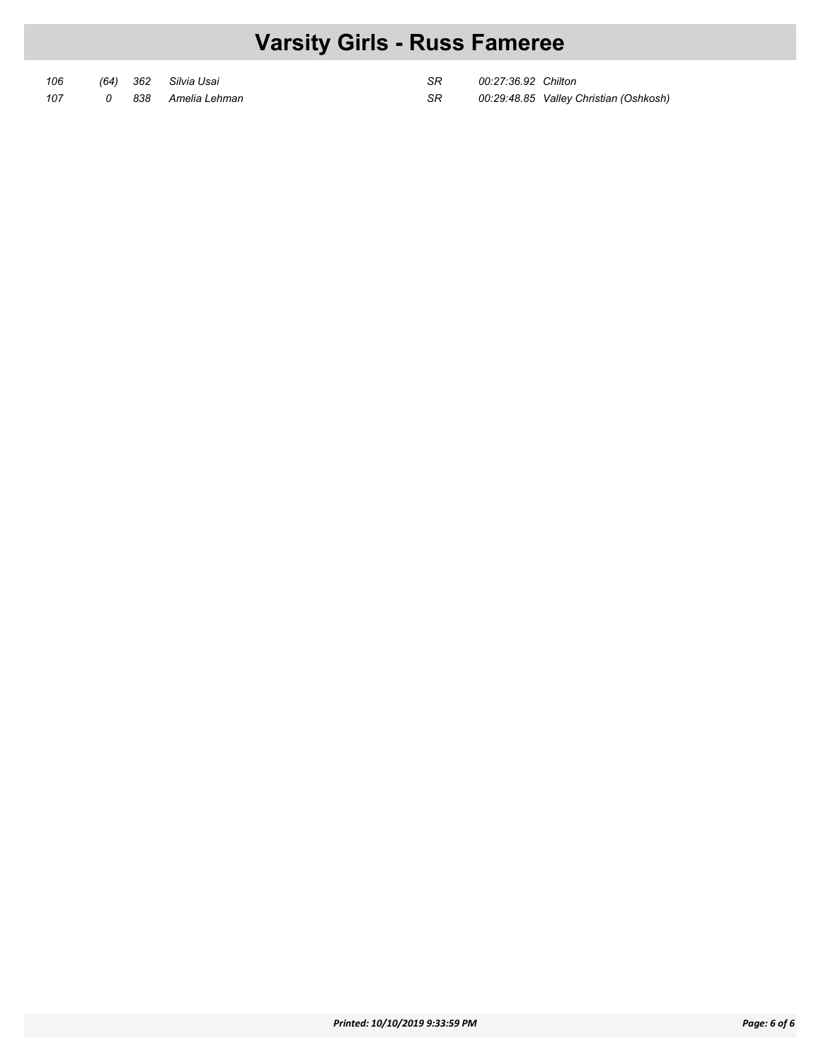# Varsity Girls - Russ Fameree

| | | | | | | |
|---|---|---|---|---|---|---|
| *106* | *(64)* | *362* | *Silvia Usai* | *SR* | *00:27:36.92* | *Chilton* |
| *107* | *0* | *838* | *Amelia Lehman* | *SR* | *00:29:48.85* | *Valley Christian (Oshkosh)* |

***Printed: 10/10/2019 9:33:59 PM***